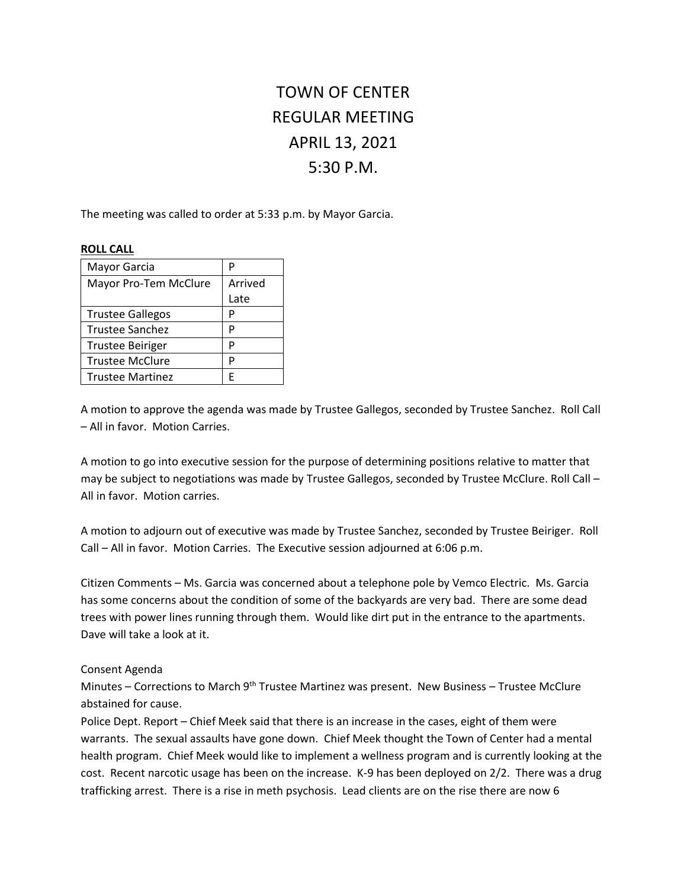# TOWN OF CENTER
# REGULAR MEETING
# APRIL 13, 2021
# 5:30 P.M.

The meeting was called to order at 5:33 p.m. by Mayor Garcia.

**ROLL CALL**

| | |
|---|---|
| Mayor Garcia | P |
| Mayor Pro-Tem McClure | Arrived Late |
| Trustee Gallegos | P |
| Trustee Sanchez | P |
| Trustee Beiriger | P |
| Trustee McClure | P |
| Trustee Martinez | E |

A motion to approve the agenda was made by Trustee Gallegos, seconded by Trustee Sanchez. Roll Call – All in favor. Motion Carries.

A motion to go into executive session for the purpose of determining positions relative to matter that may be subject to negotiations was made by Trustee Gallegos, seconded by Trustee McClure. Roll Call – All in favor. Motion carries.

A motion to adjourn out of executive was made by Trustee Sanchez, seconded by Trustee Beiriger. Roll Call – All in favor. Motion Carries. The Executive session adjourned at 6:06 p.m.

Citizen Comments – Ms. Garcia was concerned about a telephone pole by Vemco Electric. Ms. Garcia has some concerns about the condition of some of the backyards are very bad. There are some dead trees with power lines running through them. Would like dirt put in the entrance to the apartments. Dave will take a look at it.

Consent Agenda

Minutes – Corrections to March 9th Trustee Martinez was present. New Business – Trustee McClure abstained for cause.

Police Dept. Report – Chief Meek said that there is an increase in the cases, eight of them were warrants. The sexual assaults have gone down. Chief Meek thought the Town of Center had a mental health program. Chief Meek would like to implement a wellness program and is currently looking at the cost. Recent narcotic usage has been on the increase. K-9 has been deployed on 2/2. There was a drug trafficking arrest. There is a rise in meth psychosis. Lead clients are on the rise there are now 6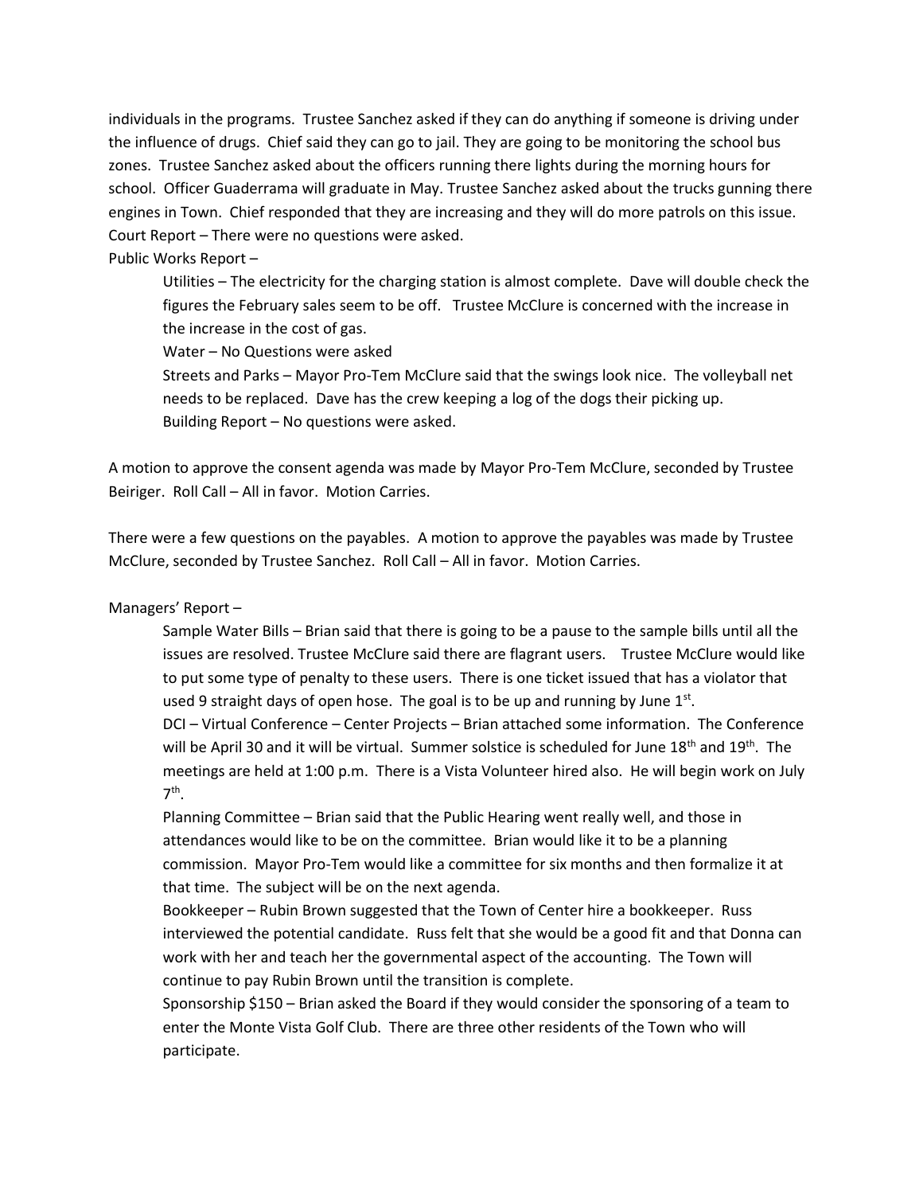individuals in the programs. Trustee Sanchez asked if they can do anything if someone is driving under the influence of drugs. Chief said they can go to jail. They are going to be monitoring the school bus zones. Trustee Sanchez asked about the officers running there lights during the morning hours for school. Officer Guaderrama will graduate in May. Trustee Sanchez asked about the trucks gunning there engines in Town. Chief responded that they are increasing and they will do more patrols on this issue.
Court Report – There were no questions were asked.
Public Works Report –

> Utilities – The electricity for the charging station is almost complete. Dave will double check the figures the February sales seem to be off. Trustee McClure is concerned with the increase in the increase in the cost of gas.
> Water – No Questions were asked
> Streets and Parks – Mayor Pro-Tem McClure said that the swings look nice. The volleyball net needs to be replaced. Dave has the crew keeping a log of the dogs their picking up.
> Building Report – No questions were asked.

A motion to approve the consent agenda was made by Mayor Pro-Tem McClure, seconded by Trustee Beiriger. Roll Call – All in favor. Motion Carries.

There were a few questions on the payables. A motion to approve the payables was made by Trustee McClure, seconded by Trustee Sanchez. Roll Call – All in favor. Motion Carries.

Managers' Report –

> Sample Water Bills – Brian said that there is going to be a pause to the sample bills until all the issues are resolved. Trustee McClure said there are flagrant users. Trustee McClure would like to put some type of penalty to these users. There is one ticket issued that has a violator that used 9 straight days of open hose. The goal is to be up and running by June 1st.
> DCI – Virtual Conference – Center Projects – Brian attached some information. The Conference will be April 30 and it will be virtual. Summer solstice is scheduled for June 18th and 19th. The meetings are held at 1:00 p.m. There is a Vista Volunteer hired also. He will begin work on July 7th.
> Planning Committee – Brian said that the Public Hearing went really well, and those in attendances would like to be on the committee. Brian would like it to be a planning commission. Mayor Pro-Tem would like a committee for six months and then formalize it at that time. The subject will be on the next agenda.
> Bookkeeper – Rubin Brown suggested that the Town of Center hire a bookkeeper. Russ interviewed the potential candidate. Russ felt that she would be a good fit and that Donna can work with her and teach her the governmental aspect of the accounting. The Town will continue to pay Rubin Brown until the transition is complete.
> Sponsorship $150 – Brian asked the Board if they would consider the sponsoring of a team to enter the Monte Vista Golf Club. There are three other residents of the Town who will participate.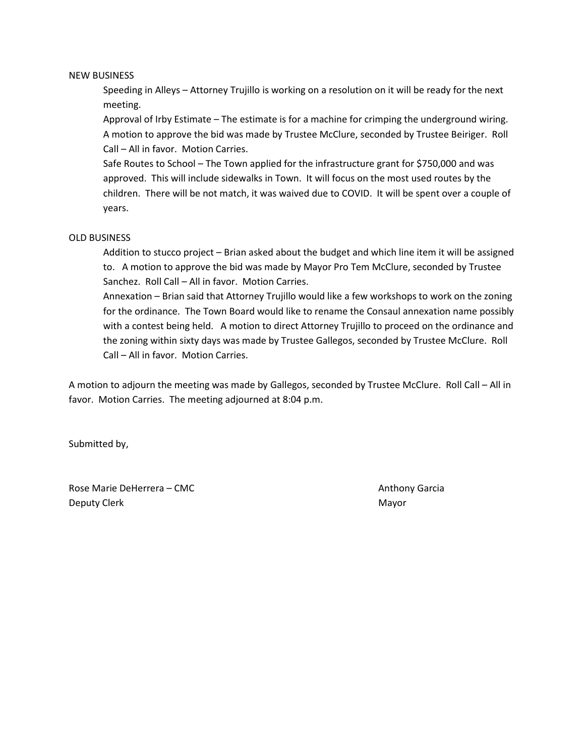NEW BUSINESS

Speeding in Alleys – Attorney Trujillo is working on a resolution on it will be ready for the next meeting.

Approval of Irby Estimate – The estimate is for a machine for crimping the underground wiring. A motion to approve the bid was made by Trustee McClure, seconded by Trustee Beiriger. Roll Call – All in favor. Motion Carries.

Safe Routes to School – The Town applied for the infrastructure grant for $750,000 and was approved. This will include sidewalks in Town. It will focus on the most used routes by the children. There will be not match, it was waived due to COVID. It will be spent over a couple of years.

OLD BUSINESS

Addition to stucco project – Brian asked about the budget and which line item it will be assigned to. A motion to approve the bid was made by Mayor Pro Tem McClure, seconded by Trustee Sanchez. Roll Call – All in favor. Motion Carries.

Annexation – Brian said that Attorney Trujillo would like a few workshops to work on the zoning for the ordinance. The Town Board would like to rename the Consaul annexation name possibly with a contest being held. A motion to direct Attorney Trujillo to proceed on the ordinance and the zoning within sixty days was made by Trustee Gallegos, seconded by Trustee McClure. Roll Call – All in favor. Motion Carries.

A motion to adjourn the meeting was made by Gallegos, seconded by Trustee McClure. Roll Call – All in favor. Motion Carries. The meeting adjourned at 8:04 p.m.

Submitted by,

Rose Marie DeHerrera – CMC
Deputy Clerk

Anthony Garcia
Mayor